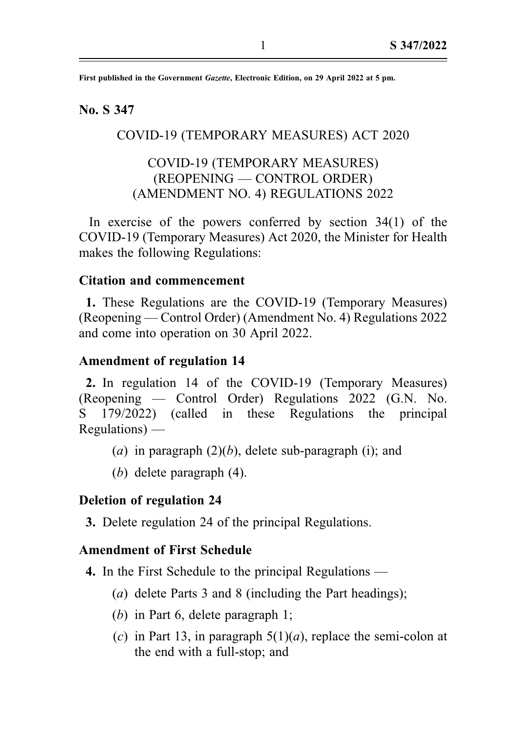**First published in the Government *Gazette*, Electronic Edition, on 29 April 2022 at 5 pm.**

**No. S 347**

COVID-19 (TEMPORARY MEASURES) ACT 2020

COVID-19 (TEMPORARY MEASURES) (REOPENING — CONTROL ORDER) (AMENDMENT NO. 4) REGULATIONS 2022

In exercise of the powers conferred by section 34(1) of the COVID-19 (Temporary Measures) Act 2020, the Minister for Health makes the following Regulations:

**Citation and commencement**

**1.** These Regulations are the COVID-19 (Temporary Measures) (Reopening — Control Order) (Amendment No. 4) Regulations 2022 and come into operation on 30 April 2022.

**Amendment of regulation 14**

**2.** In regulation 14 of the COVID-19 (Temporary Measures) (Reopening — Control Order) Regulations 2022 (G.N. No. S 179/2022) (called in these Regulations the principal Regulations) —

(*a*) in paragraph (2)(*b*), delete sub-paragraph (i); and

(*b*) delete paragraph (4).

**Deletion of regulation 24**

**3.** Delete regulation 24 of the principal Regulations.

**Amendment of First Schedule**

**4.** In the First Schedule to the principal Regulations —

(*a*) delete Parts 3 and 8 (including the Part headings);

(*b*) in Part 6, delete paragraph 1;

(*c*) in Part 13, in paragraph 5(1)(*a*), replace the semi-colon at the end with a full-stop; and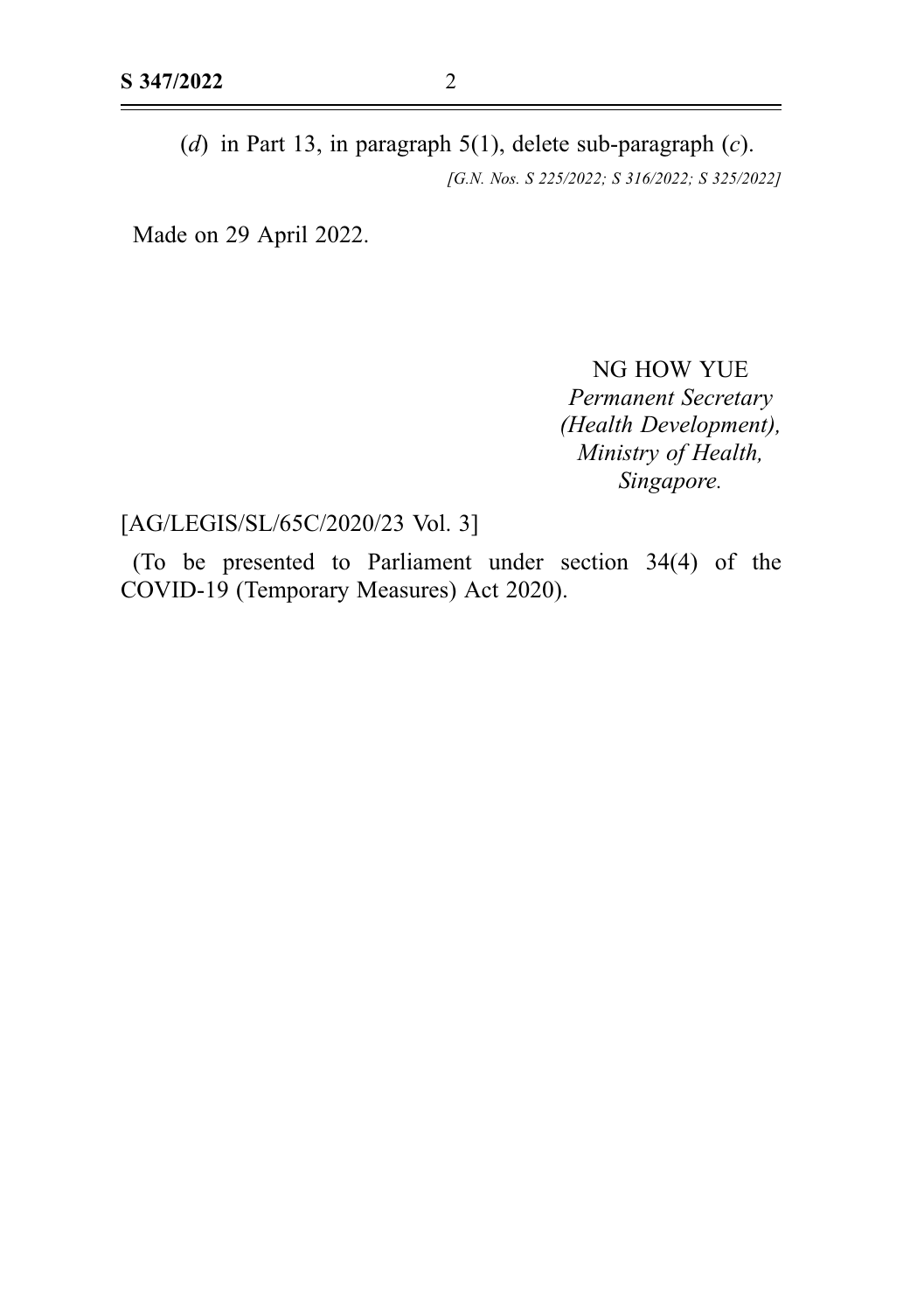(*d*) in Part 13, in paragraph 5(1), delete sub-paragraph (*c*).

*[G.N. Nos. S 225/2022; S 316/2022; S 325/2022]*

Made on 29 April 2022.

NG HOW YUE
*Permanent Secretary (Health Development), Ministry of Health, Singapore.*

[AG/LEGIS/SL/65C/2020/23 Vol. 3]

(To be presented to Parliament under section 34(4) of the COVID-19 (Temporary Measures) Act 2020).